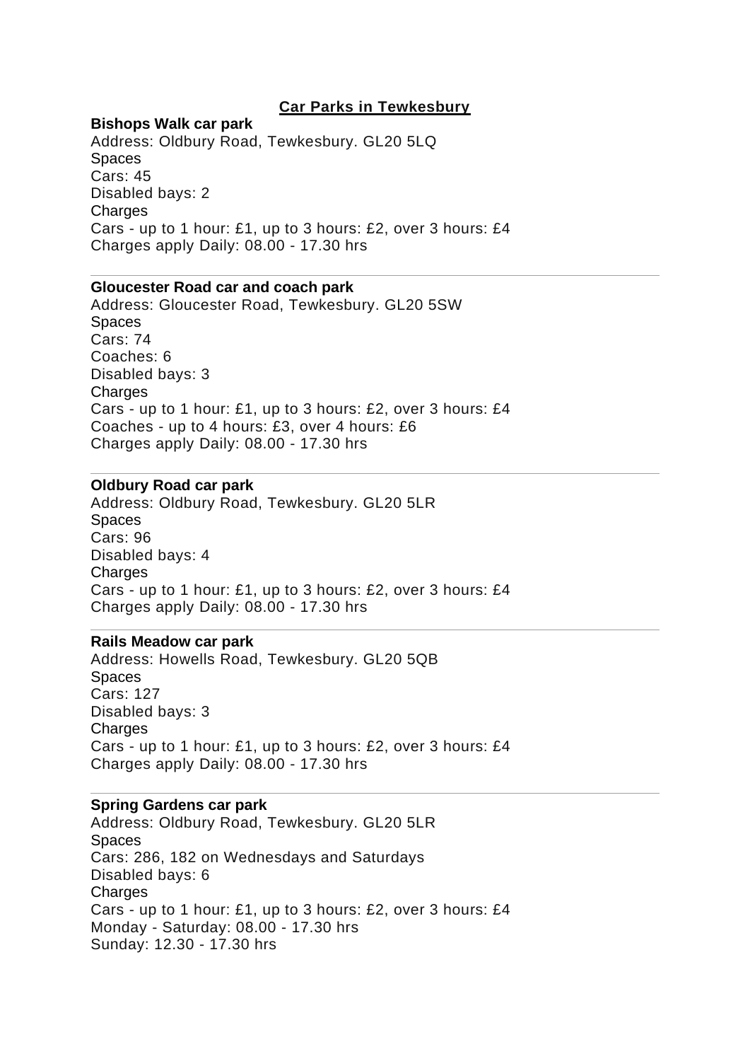# Car Parks in Tewkesbury

**Bishops Walk car park**
Address: Oldbury Road, Tewkesbury. GL20 5LQ
Spaces
Cars: 45
Disabled bays: 2
Charges
Cars - up to 1 hour: £1, up to 3 hours: £2, over 3 hours: £4
Charges apply Daily: 08.00 - 17.30 hrs

---

**Gloucester Road car and coach park**
Address: Gloucester Road, Tewkesbury. GL20 5SW
Spaces
Cars: 74
Coaches: 6
Disabled bays: 3
Charges
Cars - up to 1 hour: £1, up to 3 hours: £2, over 3 hours: £4
Coaches - up to 4 hours: £3, over 4 hours: £6
Charges apply Daily: 08.00 - 17.30 hrs

---

**Oldbury Road car park**
Address: Oldbury Road, Tewkesbury. GL20 5LR
Spaces
Cars: 96
Disabled bays: 4
Charges
Cars - up to 1 hour: £1, up to 3 hours: £2, over 3 hours: £4
Charges apply Daily: 08.00 - 17.30 hrs

---

**Rails Meadow car park**
Address: Howells Road, Tewkesbury. GL20 5QB
Spaces
Cars: 127
Disabled bays: 3
Charges
Cars - up to 1 hour: £1, up to 3 hours: £2, over 3 hours: £4
Charges apply Daily: 08.00 - 17.30 hrs

---

**Spring Gardens car park**
Address: Oldbury Road, Tewkesbury. GL20 5LR
Spaces
Cars: 286, 182 on Wednesdays and Saturdays
Disabled bays: 6
Charges
Cars - up to 1 hour: £1, up to 3 hours: £2, over 3 hours: £4
Monday - Saturday: 08.00 - 17.30 hrs
Sunday: 12.30 - 17.30 hrs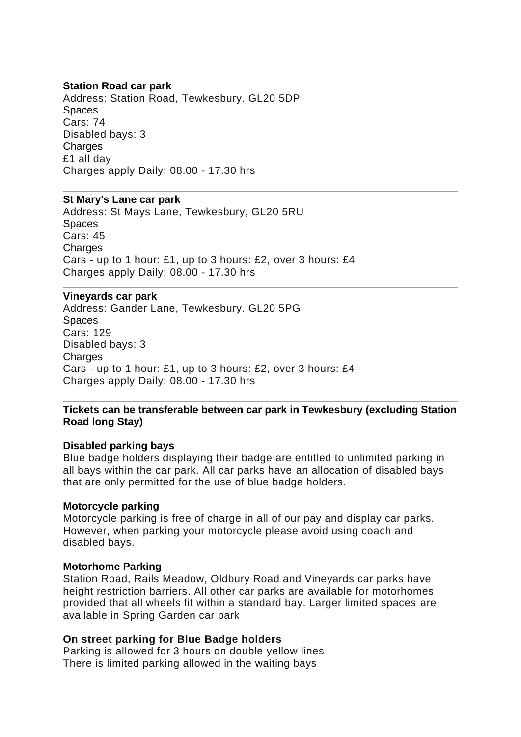---

**Station Road car park**
Address: Station Road, Tewkesbury. GL20 5DP
Spaces
Cars: 74
Disabled bays: 3
Charges
£1 all day
Charges apply Daily: 08.00 - 17.30 hrs

---

**St Mary's Lane car park**
Address: St Mays Lane, Tewkesbury, GL20 5RU
Spaces
Cars: 45
Charges
Cars - up to 1 hour: £1, up to 3 hours: £2, over 3 hours: £4
Charges apply Daily: 08.00 - 17.30 hrs

---

**Vineyards car park**
Address: Gander Lane, Tewkesbury. GL20 5PG
Spaces
Cars: 129
Disabled bays: 3
Charges
Cars - up to 1 hour: £1, up to 3 hours: £2, over 3 hours: £4
Charges apply Daily: 08.00 - 17.30 hrs

---

**Tickets can be transferable between car park in Tewkesbury (excluding Station Road long Stay)**

**Disabled parking bays**
Blue badge holders displaying their badge are entitled to unlimited parking in all bays within the car park. All car parks have an allocation of disabled bays that are only permitted for the use of blue badge holders.

**Motorcycle parking**
Motorcycle parking is free of charge in all of our pay and display car parks. However, when parking your motorcycle please avoid using coach and disabled bays.

**Motorhome Parking**
Station Road, Rails Meadow, Oldbury Road and Vineyards car parks have height restriction barriers. All other car parks are available for motorhomes provided that all wheels fit within a standard bay. Larger limited spaces are available in Spring Garden car park

**On street parking for Blue Badge holders**
Parking is allowed for 3 hours on double yellow lines
There is limited parking allowed in the waiting bays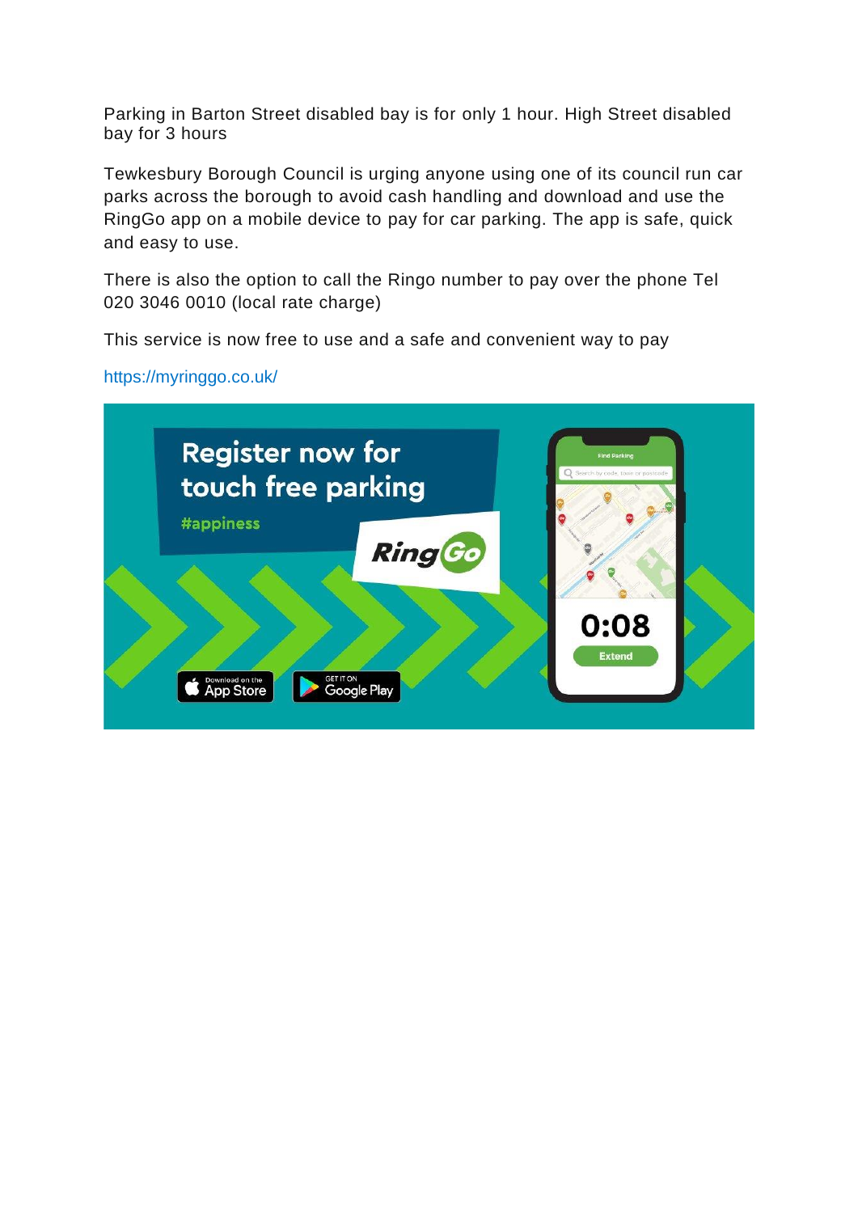Parking in Barton Street disabled bay is for only 1 hour. High Street disabled bay for 3 hours

Tewkesbury Borough Council is urging anyone using one of its council run car parks across the borough to avoid cash handling and download and use the RingGo app on a mobile device to pay for car parking. The app is safe, quick and easy to use.

There is also the option to call the Ringo number to pay over the phone Tel 020 3046 0010 (local rate charge)

This service is now free to use and a safe and convenient way to pay

https://myringgo.co.uk/

Register now for touch free parking

#appiness

RingGo

Download on the App Store

GET IT ON Google Play

Find Parking

0:08

Extend